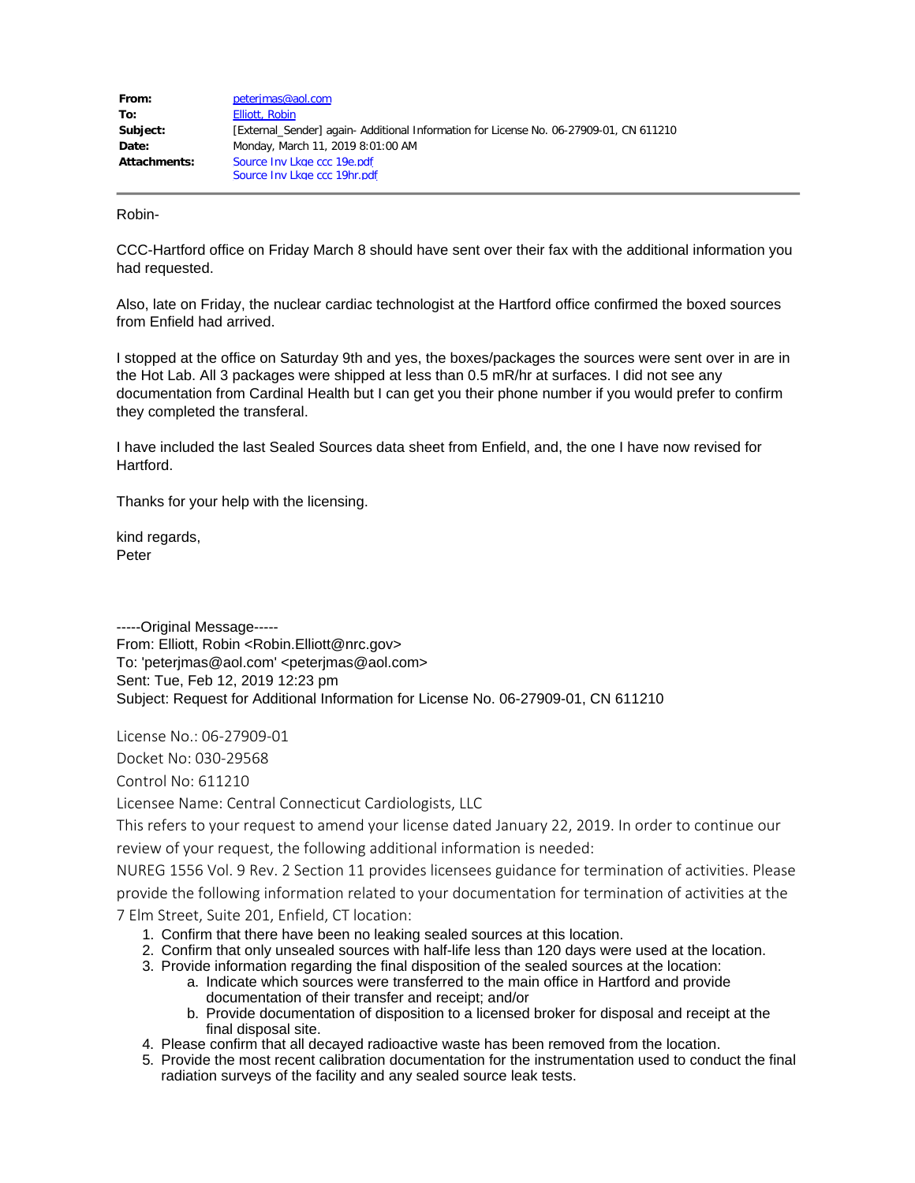| | |
|---|---|
| **From:** | peterjmas@aol.com |
| **To:** | Elliott, Robin |
| **Subject:** | [External_Sender] again- Additional Information for License No. 06-27909-01, CN 611210 |
| **Date:** | Monday, March 11, 2019 8:01:00 AM |
| **Attachments:** | Source Inv Lkge ccc 19e.pdf<br>Source Inv Lkge ccc 19hr.pdf |

---

Robin-

CCC-Hartford office on Friday March 8 should have sent over their fax with the additional information you had requested.

Also, late on Friday, the nuclear cardiac technologist at the Hartford office confirmed the boxed sources from Enfield had arrived.

I stopped at the office on Saturday 9th and yes, the boxes/packages the sources were sent over in are in the Hot Lab. All 3 packages were shipped at less than 0.5 mR/hr at surfaces. I did not see any documentation from Cardinal Health but I can get you their phone number if you would prefer to confirm they completed the transferal.

I have included the last Sealed Sources data sheet from Enfield, and, the one I have now revised for Hartford.

Thanks for your help with the licensing.

kind regards,
Peter

-----Original Message-----
From: Elliott, Robin <Robin.Elliott@nrc.gov>
To: 'peterjmas@aol.com' <peterjmas@aol.com>
Sent: Tue, Feb 12, 2019 12:23 pm
Subject: Request for Additional Information for License No. 06-27909-01, CN 611210

License No.: 06-27909-01

Docket No: 030-29568

Control No: 611210

Licensee Name: Central Connecticut Cardiologists, LLC

This refers to your request to amend your license dated January 22, 2019. In order to continue our review of your request, the following additional information is needed:

NUREG 1556 Vol. 9 Rev. 2 Section 11 provides licensees guidance for termination of activities. Please provide the following information related to your documentation for termination of activities at the 7 Elm Street, Suite 201, Enfield, CT location:

1. Confirm that there have been no leaking sealed sources at this location.
2. Confirm that only unsealed sources with half-life less than 120 days were used at the location.
3. Provide information regarding the final disposition of the sealed sources at the location:
   a. Indicate which sources were transferred to the main office in Hartford and provide documentation of their transfer and receipt; and/or
   b. Provide documentation of disposition to a licensed broker for disposal and receipt at the final disposal site.
4. Please confirm that all decayed radioactive waste has been removed from the location.
5. Provide the most recent calibration documentation for the instrumentation used to conduct the final radiation surveys of the facility and any sealed source leak tests.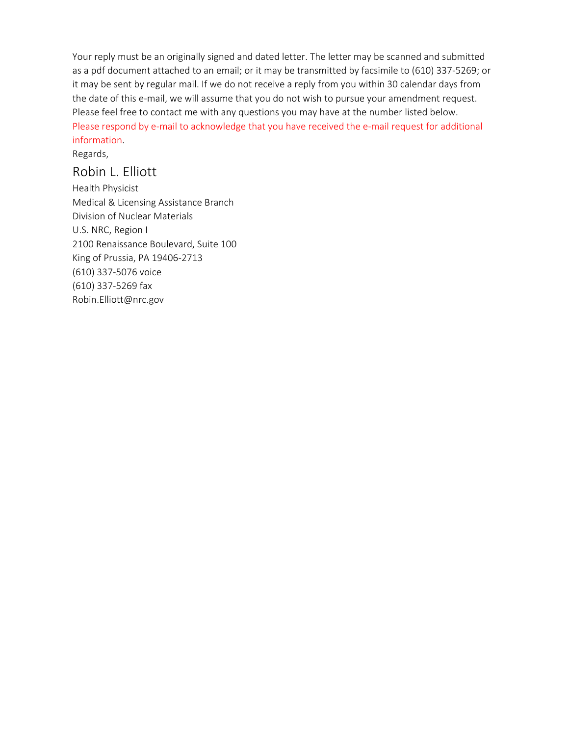Your reply must be an originally signed and dated letter. The letter may be scanned and submitted as a pdf document attached to an email; or it may be transmitted by facsimile to (610) 337-5269; or it may be sent by regular mail. If we do not receive a reply from you within 30 calendar days from the date of this e-mail, we will assume that you do not wish to pursue your amendment request. Please feel free to contact me with any questions you may have at the number listed below.

Please respond by e-mail to acknowledge that you have received the e-mail request for additional information.

Regards,

Robin L. Elliott

Health Physicist
Medical & Licensing Assistance Branch
Division of Nuclear Materials
U.S. NRC, Region I
2100 Renaissance Boulevard, Suite 100
King of Prussia, PA 19406-2713
(610) 337-5076 voice
(610) 337-5269 fax
Robin.Elliott@nrc.gov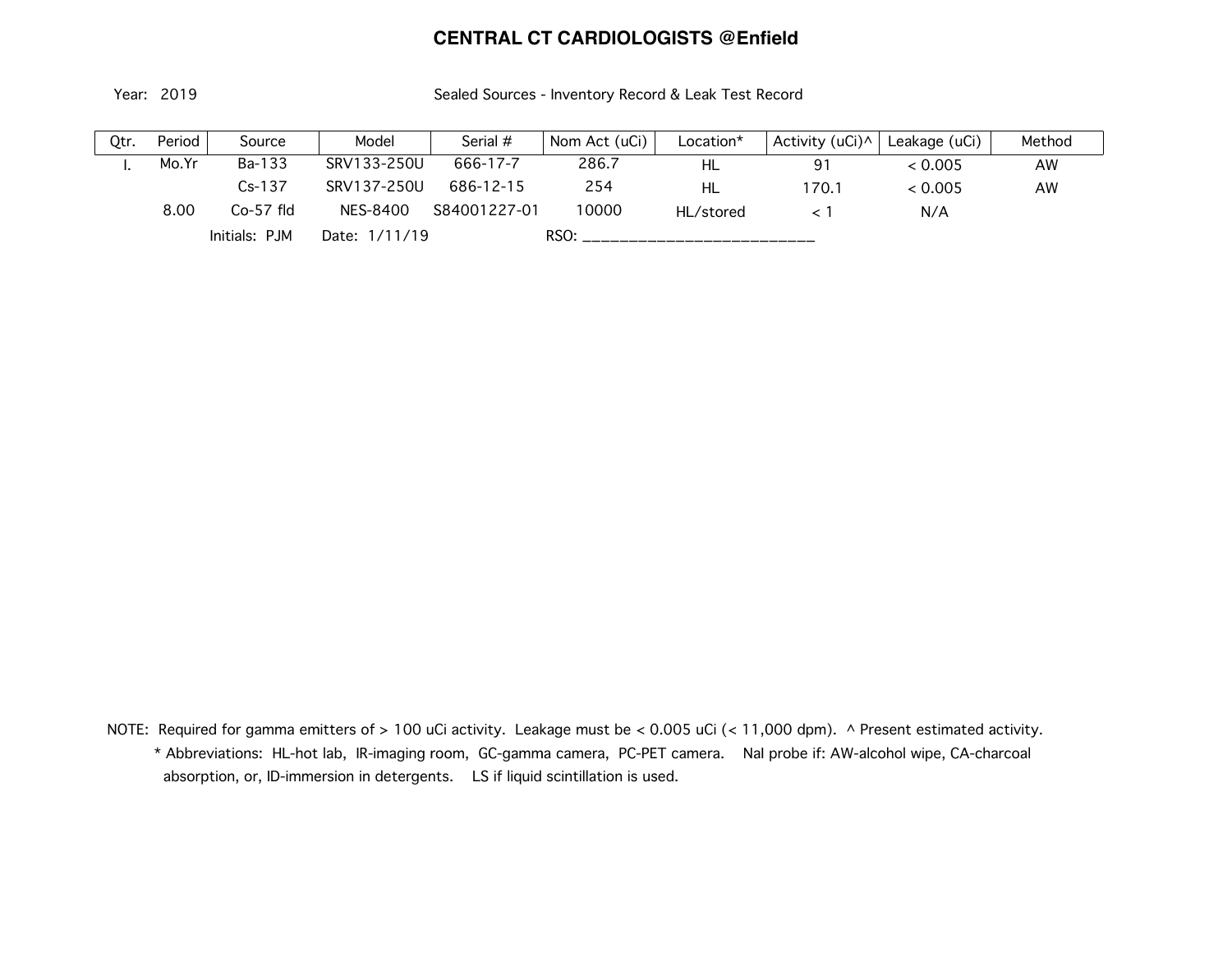# CENTRAL CT CARDIOLOGISTS @Enfield

Year: 2019

Sealed Sources - Inventory Record & Leak Test Record

| Qtr. | Period | Source | Model | Serial # | Nom Act (uCi) | Location* | Activity (uCi)^ | Leakage (uCi) | Method |
|---|---|---|---|---|---|---|---|---|---|
| I. | Mo.Yr | Ba-133 | SRV133-250U | 666-17-7 | 286.7 | HL | 91 | < 0.005 | AW |
| | | Cs-137 | SRV137-250U | 686-12-15 | 254 | HL | 170.1 | < 0.005 | AW |
| | 8.00 | Co-57 fld | NES-8400 | S84001227-01 | 10000 | HL/stored | < 1 | N/A | |
| | | Initials: PJM | Date: 1/11/19 | | RSO: ___________________________ | | | | |

NOTE: Required for gamma emitters of > 100 uCi activity. Leakage must be < 0.005 uCi (< 11,000 dpm). ^ Present estimated activity.

\* Abbreviations: HL-hot lab, IR-imaging room, GC-gamma camera, PC-PET camera. NaI probe if: AW-alcohol wipe, CA-charcoal absorption, or, ID-immersion in detergents. LS if liquid scintillation is used.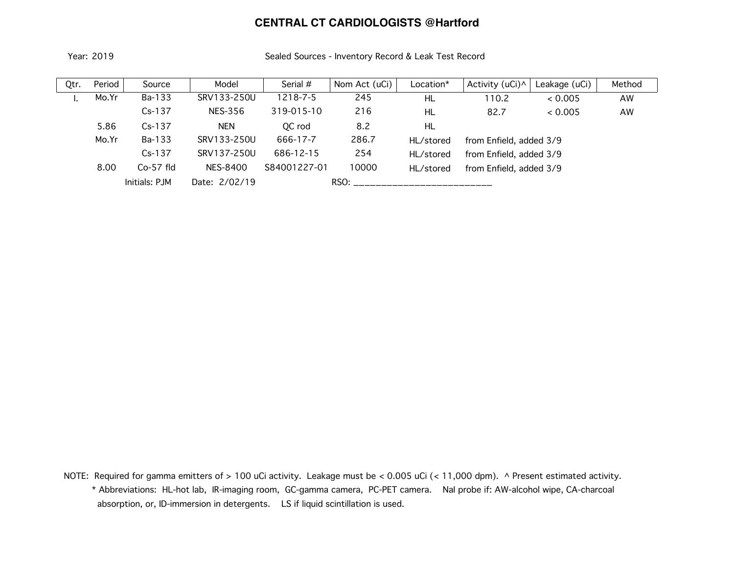# CENTRAL CT CARDIOLOGISTS @Hartford

Year: 2019

Sealed Sources - Inventory Record & Leak Test Record

| Qtr. | Period | Source | Model | Serial # | Nom Act (uCi) | Location* | Activity (uCi)^ | Leakage (uCi) | Method |
|---|---|---|---|---|---|---|---|---|---|
| I. | Mo.Yr | Ba-133 | SRV133-250U | 1218-7-5 | 245 | HL | 110.2 | < 0.005 | AW |
| | | Cs-137 | NES-356 | 319-015-10 | 216 | HL | 82.7 | < 0.005 | AW |
| | 5.86 | Cs-137 | NEN | QC rod | 8.2 | HL | | | |
| | Mo.Yr | Ba-133 | SRV133-250U | 666-17-7 | 286.7 | HL/stored | from Enfield, added 3/9 | | |
| | | Cs-137 | SRV137-250U | 686-12-15 | 254 | HL/stored | from Enfield, added 3/9 | | |
| | 8.00 | Co-57 fld | NES-8400 | S84001227-01 | 10000 | HL/stored | from Enfield, added 3/9 | | |

Initials: PJM    Date: 2/02/19    RSO: ___________________________

NOTE: Required for gamma emitters of > 100 uCi activity. Leakage must be < 0.005 uCi (< 11,000 dpm). ^ Present estimated activity.
* Abbreviations: HL-hot lab, IR-imaging room, GC-gamma camera, PC-PET camera. NaI probe if: AW-alcohol wipe, CA-charcoal absorption, or, ID-immersion in detergents. LS if liquid scintillation is used.